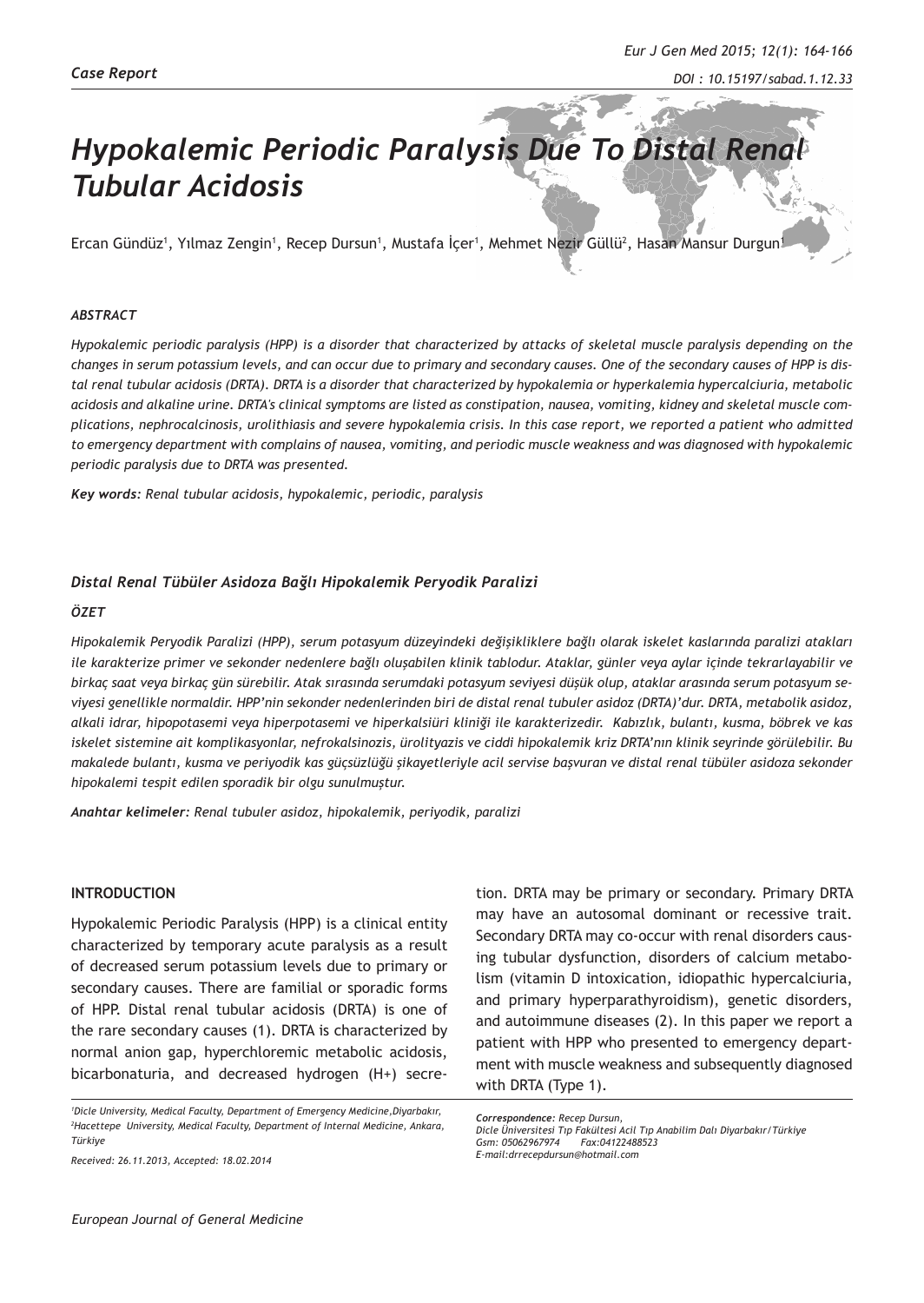*Case Report*

# *Hypokalemic Periodic Paralysis Due To Distal Renal Tubular Acidosis*

Ercan Gündüz[1], Yılmaz Zengin[1], Recep Dursun[1], Mustafa İçer[1], Mehmet Nezir Güllü[2], Hasan Mansur Durgun[1]

### *ABSTRACT*

*Hypokalemic periodic paralysis (HPP) is a disorder that characterized by attacks of skeletal muscle paralysis depending on the changes in serum potassium levels, and can occur due to primary and secondary causes. One of the secondary causes of HPP is distal renal tubular acidosis (DRTA). DRTA is a disorder that characterized by hypokalemia or hyperkalemia hypercalciuria, metabolic acidosis and alkaline urine. DRTA's clinical symptoms are listed as constipation, nausea, vomiting, kidney and skeletal muscle complications, nephrocalcinosis, urolithiasis and severe hypokalemia crisis. In this case report, we reported a patient who admitted to emergency department with complains of nausea, vomiting, and periodic muscle weakness and was diagnosed with hypokalemic periodic paralysis due to DRTA was presented.*

***Key words:** Renal tubular acidosis, hypokalemic, periodic, paralysis*

### *Distal Renal Tübüler Asidoza Bağlı Hipokalemik Peryodik Paralizi*

### *ÖZET*

*Hipokalemik Peryodik Paralizi (HPP), serum potasyum düzeyindeki değişikliklere bağlı olarak iskelet kaslarında paralizi atakları ile karakterize primer ve sekonder nedenlere bağlı oluşabilen klinik tablodur. Ataklar, günler veya aylar içinde tekrarlayabilir ve birkaç saat veya birkaç gün sürebilir. Atak sırasında serumdaki potasyum seviyesi düşük olup, ataklar arasında serum potasyum seviyesi genellikle normaldir. HPP'nin sekonder nedenlerinden biri de distal renal tubuler asidoz (DRTA)'dur. DRTA, metabolik asidoz, alkali idrar, hipopotasemi veya hiperpotasemi ve hiperkalsiüri kliniği ile karakterizedir. Kabızlık, bulantı, kusma, böbrek ve kas iskelet sistemine ait komplikasyonlar, nefrokalsinozis, ürolityazis ve ciddi hipokalemik kriz DRTA'nın klinik seyrinde görülebilir. Bu makalede bulantı, kusma ve periyodik kas güçsüzlüğü şikayetleriyle acil servise başvuran ve distal renal tübüler asidoza sekonder hipokalemi tespit edilen sporadik bir olgu sunulmuştur.*

***Anahtar kelimeler:** Renal tubuler asidoz, hipokalemik, periyodik, paralizi*

## INTRODUCTION

Hypokalemic Periodic Paralysis (HPP) is a clinical entity characterized by temporary acute paralysis as a result of decreased serum potassium levels due to primary or secondary causes. There are familial or sporadic forms of HPP. Distal renal tubular acidosis (DRTA) is one of the rare secondary causes (1). DRTA is characterized by normal anion gap, hyperchloremic metabolic acidosis, bicarbonaturia, and decreased hydrogen (H+) secretion. DRTA may be primary or secondary. Primary DRTA may have an autosomal dominant or recessive trait. Secondary DRTA may co-occur with renal disorders causing tubular dysfunction, disorders of calcium metabolism (vitamin D intoxication, idiopathic hypercalciuria, and primary hyperparathyroidism), genetic disorders, and autoimmune diseases (2). In this paper we report a patient with HPP who presented to emergency department with muscle weakness and subsequently diagnosed with DRTA (Type 1).

[1]Dicle University, Medical Faculty, Department of Emergency Medicine, Diyarbakır, [2]Hacettepe University, Medical Faculty, Department of Internal Medicine, Ankara, Türkiye

*Received: 26.11.2013, Accepted: 18.02.2014*

***Correspondence:** Recep Dursun,*
*Dicle Üniversitesi Tıp Fakültesi Acil Tıp Anabilim Dalı Diyarbakır/Türkiye*
*Gsm: 05062967974 Fax:04122488523*
*E-mail:drrecepdursun@hotmail.com*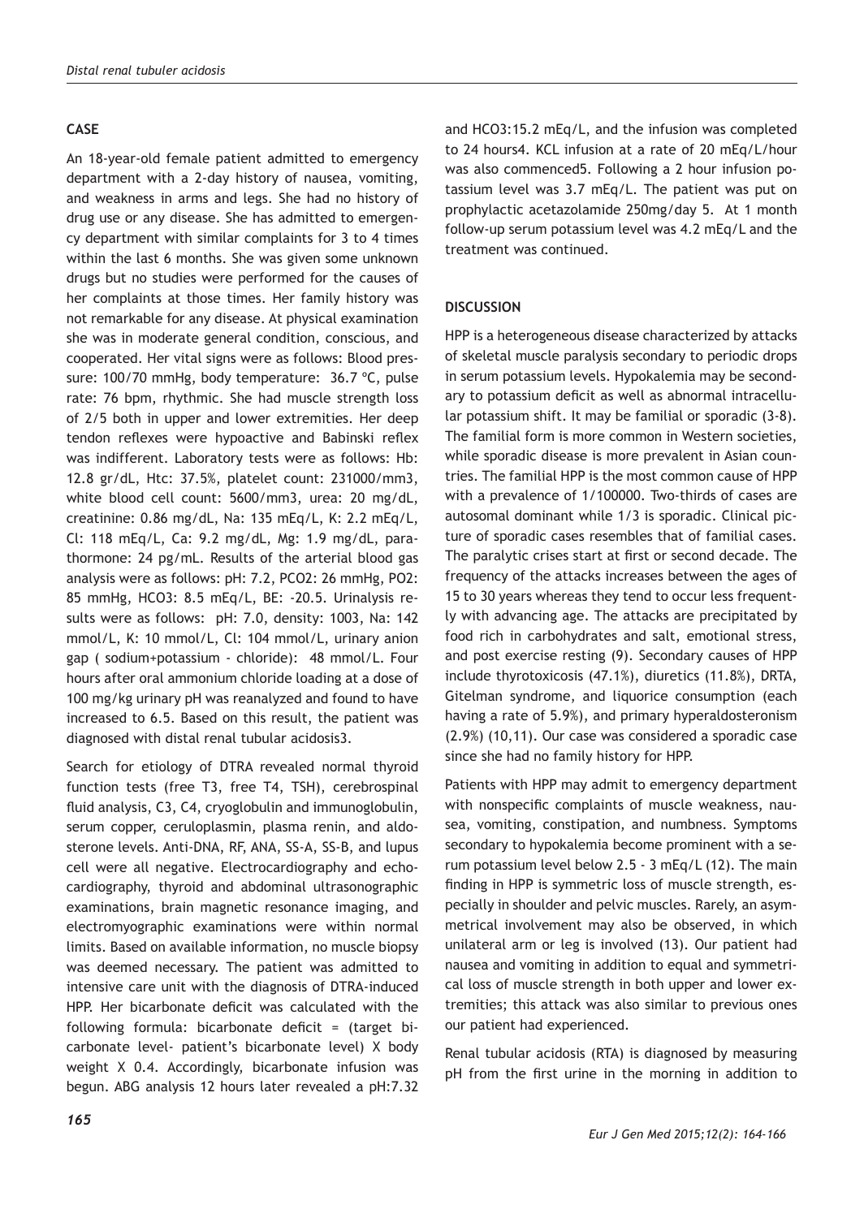## CASE

An 18-year-old female patient admitted to emergency department with a 2-day history of nausea, vomiting, and weakness in arms and legs. She had no history of drug use or any disease. She has admitted to emergency department with similar complaints for 3 to 4 times within the last 6 months. She was given some unknown drugs but no studies were performed for the causes of her complaints at those times. Her family history was not remarkable for any disease. At physical examination she was in moderate general condition, conscious, and cooperated. Her vital signs were as follows: Blood pressure: 100/70 mmHg, body temperature: 36.7 ºC, pulse rate: 76 bpm, rhythmic. She had muscle strength loss of 2/5 both in upper and lower extremities. Her deep tendon reflexes were hypoactive and Babinski reflex was indifferent. Laboratory tests were as follows: Hb: 12.8 gr/dL, Htc: 37.5%, platelet count: 231000/mm3, white blood cell count: 5600/mm3, urea: 20 mg/dL, creatinine: 0.86 mg/dL, Na: 135 mEq/L, K: 2.2 mEq/L, Cl: 118 mEq/L, Ca: 9.2 mg/dL, Mg: 1.9 mg/dL, parathormone: 24 pg/mL. Results of the arterial blood gas analysis were as follows: pH: 7.2, PCO2: 26 mmHg, PO2: 85 mmHg, HCO3: 8.5 mEq/L, BE: -20.5. Urinalysis results were as follows: pH: 7.0, density: 1003, Na: 142 mmol/L, K: 10 mmol/L, Cl: 104 mmol/L, urinary anion gap ( sodium+potassium - chloride): 48 mmol/L. Four hours after oral ammonium chloride loading at a dose of 100 mg/kg urinary pH was reanalyzed and found to have increased to 6.5. Based on this result, the patient was diagnosed with distal renal tubular acidosis[3].

Search for etiology of DTRA revealed normal thyroid function tests (free T3, free T4, TSH), cerebrospinal fluid analysis, C3, C4, cryoglobulin and immunoglobulin, serum copper, ceruloplasmin, plasma renin, and aldosterone levels. Anti-DNA, RF, ANA, SS-A, SS-B, and lupus cell were all negative. Electrocardiography and echocardiography, thyroid and abdominal ultrasonographic examinations, brain magnetic resonance imaging, and electromyographic examinations were within normal limits. Based on available information, no muscle biopsy was deemed necessary. The patient was admitted to intensive care unit with the diagnosis of DTRA-induced HPP. Her bicarbonate deficit was calculated with the following formula: bicarbonate deficit = (target bicarbonate level- patient's bicarbonate level) X body weight X 0.4. Accordingly, bicarbonate infusion was begun. ABG analysis 12 hours later revealed a pH:7.32 and HCO3:15.2 mEq/L, and the infusion was completed to 24 hours[4]. KCL infusion at a rate of 20 mEq/L/hour was also commenced[5]. Following a 2 hour infusion potassium level was 3.7 mEq/L. The patient was put on prophylactic acetazolamide 250mg/day [5]. At 1 month follow-up serum potassium level was 4.2 mEq/L and the treatment was continued.

## DISCUSSION

HPP is a heterogeneous disease characterized by attacks of skeletal muscle paralysis secondary to periodic drops in serum potassium levels. Hypokalemia may be secondary to potassium deficit as well as abnormal intracellular potassium shift. It may be familial or sporadic (3-8). The familial form is more common in Western societies, while sporadic disease is more prevalent in Asian countries. The familial HPP is the most common cause of HPP with a prevalence of 1/100000. Two-thirds of cases are autosomal dominant while 1/3 is sporadic. Clinical picture of sporadic cases resembles that of familial cases. The paralytic crises start at first or second decade. The frequency of the attacks increases between the ages of 15 to 30 years whereas they tend to occur less frequently with advancing age. The attacks are precipitated by food rich in carbohydrates and salt, emotional stress, and post exercise resting (9). Secondary causes of HPP include thyrotoxicosis (47.1%), diuretics (11.8%), DRTA, Gitelman syndrome, and liquorice consumption (each having a rate of 5.9%), and primary hyperaldosteronism (2.9%) (10,11). Our case was considered a sporadic case since she had no family history for HPP.

Patients with HPP may admit to emergency department with nonspecific complaints of muscle weakness, nausea, vomiting, constipation, and numbness. Symptoms secondary to hypokalemia become prominent with a serum potassium level below 2.5 - 3 mEq/L (12). The main finding in HPP is symmetric loss of muscle strength, especially in shoulder and pelvic muscles. Rarely, an asymmetrical involvement may also be observed, in which unilateral arm or leg is involved (13). Our patient had nausea and vomiting in addition to equal and symmetrical loss of muscle strength in both upper and lower extremities; this attack was also similar to previous ones our patient had experienced.

Renal tubular acidosis (RTA) is diagnosed by measuring pH from the first urine in the morning in addition to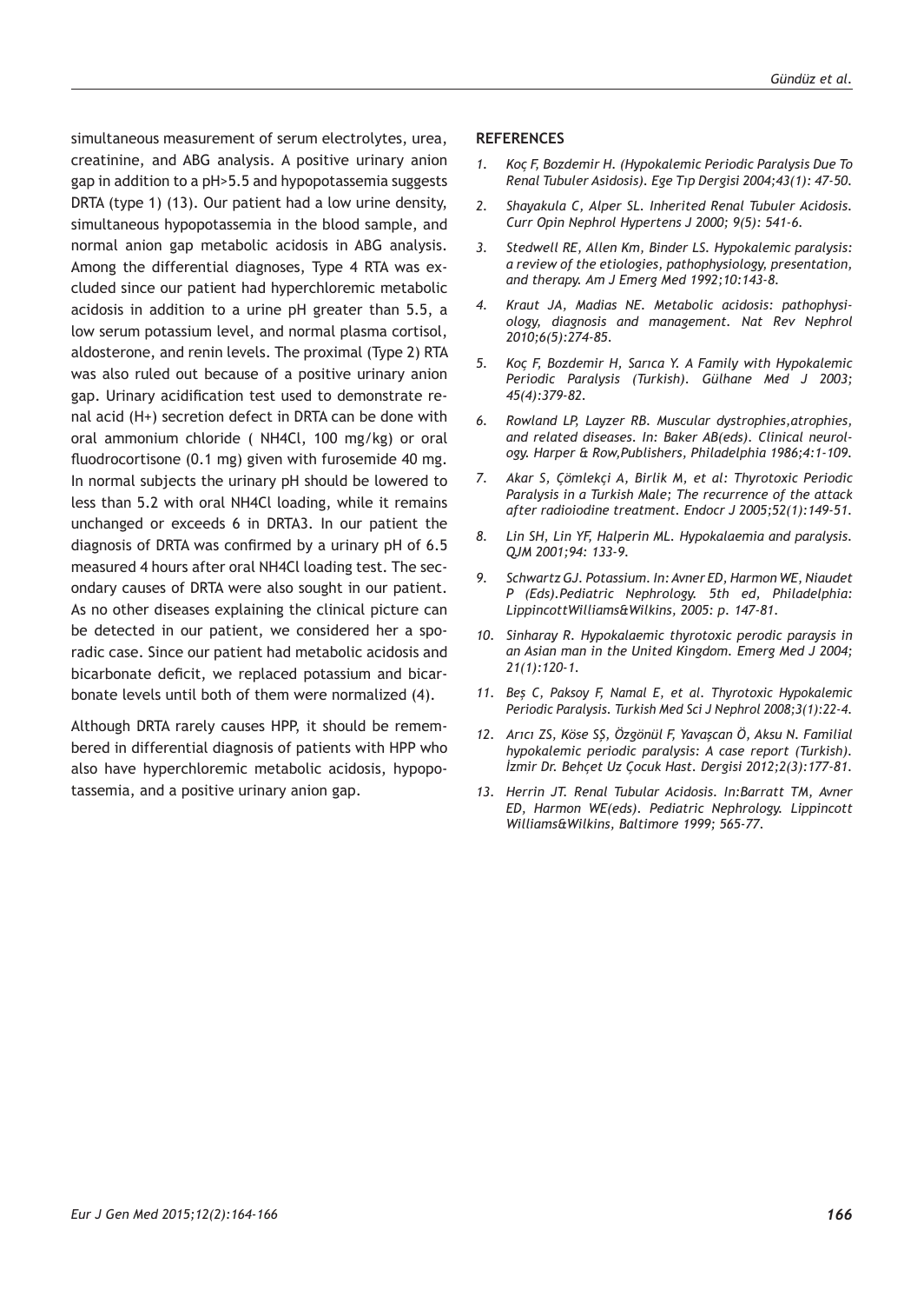simultaneous measurement of serum electrolytes, urea, creatinine, and ABG analysis. A positive urinary anion gap in addition to a pH>5.5 and hypopotassemia suggests DRTA (type 1) (13). Our patient had a low urine density, simultaneous hypopotassemia in the blood sample, and normal anion gap metabolic acidosis in ABG analysis. Among the differential diagnoses, Type 4 RTA was excluded since our patient had hyperchloremic metabolic acidosis in addition to a urine pH greater than 5.5, a low serum potassium level, and normal plasma cortisol, aldosterone, and renin levels. The proximal (Type 2) RTA was also ruled out because of a positive urinary anion gap. Urinary acidification test used to demonstrate renal acid (H+) secretion defect in DRTA can be done with oral ammonium chloride ( $NH_4Cl$, 100 mg/kg) or oral fluodrocortisone (0.1 mg) given with furosemide 40 mg. In normal subjects the urinary pH should be lowered to less than 5.2 with oral $NH_4Cl$ loading, while it remains unchanged or exceeds 6 in DRTA3. In our patient the diagnosis of DRTA was confirmed by a urinary pH of 6.5 measured 4 hours after oral $NH_4Cl$ loading test. The secondary causes of DRTA were also sought in our patient. As no other diseases explaining the clinical picture can be detected in our patient, we considered her a sporadic case. Since our patient had metabolic acidosis and bicarbonate deficit, we replaced potassium and bicarbonate levels until both of them were normalized (4).

Although DRTA rarely causes HPP, it should be remembered in differential diagnosis of patients with HPP who also have hyperchloremic metabolic acidosis, hypopotassemia, and a positive urinary anion gap.

## REFERENCES

1. *Koç F, Bozdemir H. (Hypokalemic Periodic Paralysis Due To Renal Tubuler Asidosis). Ege Tıp Dergisi 2004;43(1): 47-50.*
2. *Shayakula C, Alper SL. Inherited Renal Tubuler Acidosis. Curr Opin Nephrol Hypertens J 2000; 9(5): 541-6.*
3. *Stedwell RE, Allen Km, Binder LS. Hypokalemic paralysis: a review of the etiologies, pathophysiology, presentation, and therapy. Am J Emerg Med 1992;10:143-8.*
4. *Kraut JA, Madias NE. Metabolic acidosis: pathophysiology, diagnosis and management. Nat Rev Nephrol 2010;6(5):274-85.*
5. *Koç F, Bozdemir H, Sarıca Y. A Family with Hypokalemic Periodic Paralysis (Turkish). Gülhane Med J 2003; 45(4):379-82.*
6. *Rowland LP, Layzer RB. Muscular dystrophies,atrophies, and related diseases. In: Baker AB(eds). Clinical neurology. Harper & Row,Publishers, Philadelphia 1986;4:1-109.*
7. *Akar S, Çömlekçi A, Birlik M, et al: Thyrotoxic Periodic Paralysis in a Turkish Male; The recurrence of the attack after radioiodine treatment. Endocr J 2005;52(1):149-51.*
8. *Lin SH, Lin YF, Halperin ML. Hypokalaemia and paralysis. QJM 2001;94: 133-9.*
9. *Schwartz GJ. Potassium. In: Avner ED, Harmon WE, Niaudet P (Eds).Pediatric Nephrology. 5th ed, Philadelphia: LippincottWilliams&Wilkins, 2005: p. 147-81.*
10. *Sinharay R. Hypokalaemic thyrotoxic perodic paraysis in an Asian man in the United Kingdom. Emerg Med J 2004; 21(1):120-1.*
11. *Beş C, Paksoy F, Namal E, et al. Thyrotoxic Hypokalemic Periodic Paralysis. Turkish Med Sci J Nephrol 2008;3(1):22-4.*
12. *Arıcı ZS, Köse SŞ, Özgönül F, Yavaşcan Ö, Aksu N. Familial hypokalemic periodic paralysis: A case report (Turkish). İzmir Dr. Behçet Uz Çocuk Hast. Dergisi 2012;2(3):177-81.*
13. *Herrin JT. Renal Tubular Acidosis. In:Barratt TM, Avner ED, Harmon WE(eds). Pediatric Nephrology. Lippincott Williams&Wilkins, Baltimore 1999; 565-77.*